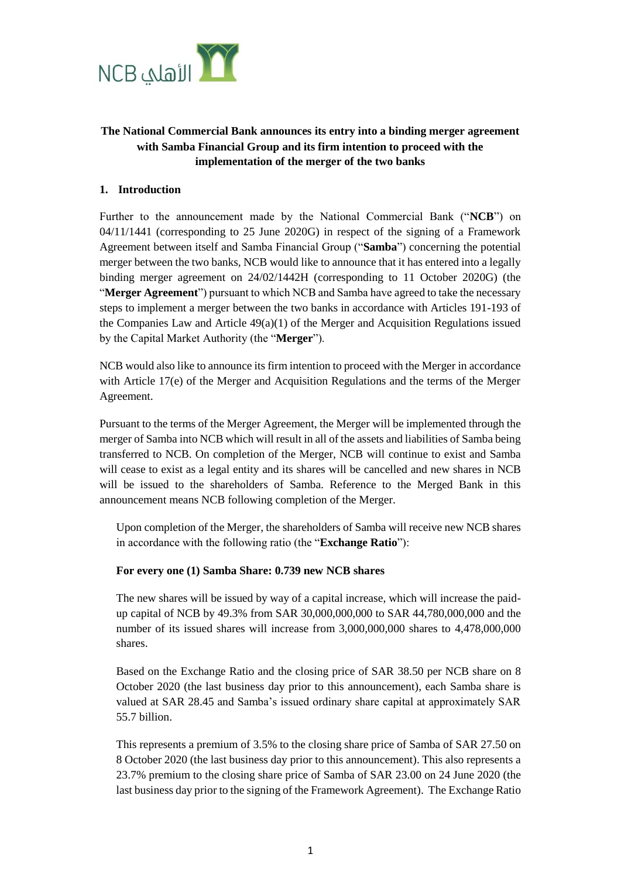# The National Commercial Bank announces its entry into a binding merger agreement with Samba Financial Group and its firm intention to proceed with the implementation of the merger of the two banks

## 1. Introduction

Further to the announcement made by the National Commercial Bank ("**NCB**") on 04/11/1441 (corresponding to 25 June 2020G) in respect of the signing of a Framework Agreement between itself and Samba Financial Group ("**Samba**") concerning the potential merger between the two banks, NCB would like to announce that it has entered into a legally binding merger agreement on 24/02/1442H (corresponding to 11 October 2020G) (the "**Merger Agreement**") pursuant to which NCB and Samba have agreed to take the necessary steps to implement a merger between the two banks in accordance with Articles 191-193 of the Companies Law and Article 49(a)(1) of the Merger and Acquisition Regulations issued by the Capital Market Authority (the "**Merger**").

NCB would also like to announce its firm intention to proceed with the Merger in accordance with Article 17(e) of the Merger and Acquisition Regulations and the terms of the Merger Agreement.

Pursuant to the terms of the Merger Agreement, the Merger will be implemented through the merger of Samba into NCB which will result in all of the assets and liabilities of Samba being transferred to NCB. On completion of the Merger, NCB will continue to exist and Samba will cease to exist as a legal entity and its shares will be cancelled and new shares in NCB will be issued to the shareholders of Samba. Reference to the Merged Bank in this announcement means NCB following completion of the Merger.

Upon completion of the Merger, the shareholders of Samba will receive new NCB shares in accordance with the following ratio (the "**Exchange Ratio**"):

**For every one (1) Samba Share: 0.739 new NCB shares**

The new shares will be issued by way of a capital increase, which will increase the paid-up capital of NCB by 49.3% from SAR 30,000,000,000 to SAR 44,780,000,000 and the number of its issued shares will increase from 3,000,000,000 shares to 4,478,000,000 shares.

Based on the Exchange Ratio and the closing price of SAR 38.50 per NCB share on 8 October 2020 (the last business day prior to this announcement), each Samba share is valued at SAR 28.45 and Samba's issued ordinary share capital at approximately SAR 55.7 billion.

This represents a premium of 3.5% to the closing share price of Samba of SAR 27.50 on 8 October 2020 (the last business day prior to this announcement). This also represents a 23.7% premium to the closing share price of Samba of SAR 23.00 on 24 June 2020 (the last business day prior to the signing of the Framework Agreement). The Exchange Ratio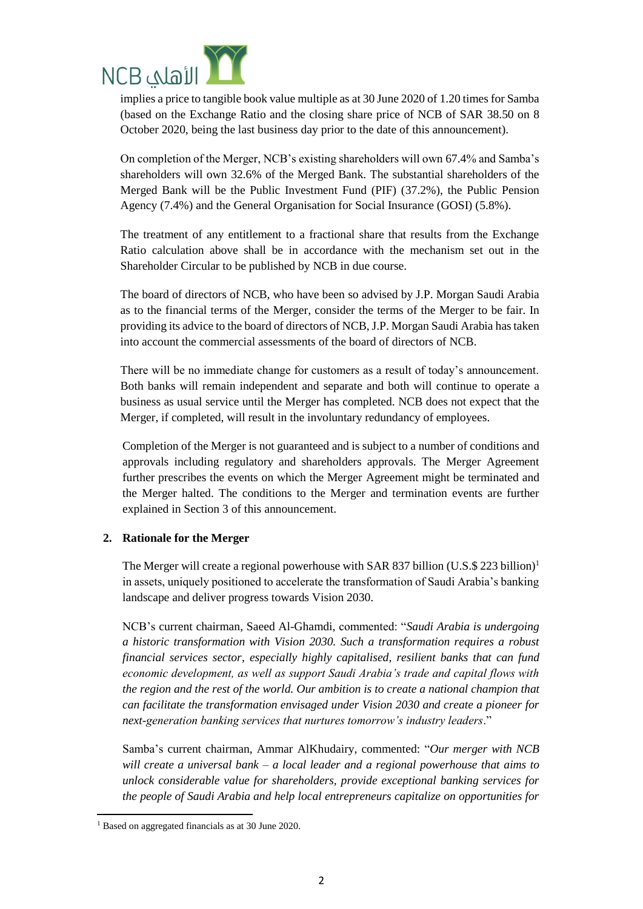implies a price to tangible book value multiple as at 30 June 2020 of 1.20 times for Samba (based on the Exchange Ratio and the closing share price of NCB of SAR 38.50 on 8 October 2020, being the last business day prior to the date of this announcement).

On completion of the Merger, NCB's existing shareholders will own 67.4% and Samba's shareholders will own 32.6% of the Merged Bank. The substantial shareholders of the Merged Bank will be the Public Investment Fund (PIF) (37.2%), the Public Pension Agency (7.4%) and the General Organisation for Social Insurance (GOSI) (5.8%).

The treatment of any entitlement to a fractional share that results from the Exchange Ratio calculation above shall be in accordance with the mechanism set out in the Shareholder Circular to be published by NCB in due course.

The board of directors of NCB, who have been so advised by J.P. Morgan Saudi Arabia as to the financial terms of the Merger, consider the terms of the Merger to be fair. In providing its advice to the board of directors of NCB, J.P. Morgan Saudi Arabia has taken into account the commercial assessments of the board of directors of NCB.

There will be no immediate change for customers as a result of today's announcement. Both banks will remain independent and separate and both will continue to operate a business as usual service until the Merger has completed. NCB does not expect that the Merger, if completed, will result in the involuntary redundancy of employees.

Completion of the Merger is not guaranteed and is subject to a number of conditions and approvals including regulatory and shareholders approvals. The Merger Agreement further prescribes the events on which the Merger Agreement might be terminated and the Merger halted. The conditions to the Merger and termination events are further explained in Section 3 of this announcement.

## 2. Rationale for the Merger

The Merger will create a regional powerhouse with SAR 837 billion (U.S.$ 223 billion)[1] in assets, uniquely positioned to accelerate the transformation of Saudi Arabia's banking landscape and deliver progress towards Vision 2030.

NCB's current chairman, Saeed Al-Ghamdi, commented: "*Saudi Arabia is undergoing a historic transformation with Vision 2030. Such a transformation requires a robust financial services sector, especially highly capitalised, resilient banks that can fund economic development, as well as support Saudi Arabia's trade and capital flows with the region and the rest of the world. Our ambition is to create a national champion that can facilitate the transformation envisaged under Vision 2030 and create a pioneer for next-generation banking services that nurtures tomorrow's industry leaders*."

Samba's current chairman, Ammar AlKhudairy, commented: "*Our merger with NCB will create a universal bank – a local leader and a regional powerhouse that aims to unlock considerable value for shareholders, provide exceptional banking services for the people of Saudi Arabia and help local entrepreneurs capitalize on opportunities for*

[1] Based on aggregated financials as at 30 June 2020.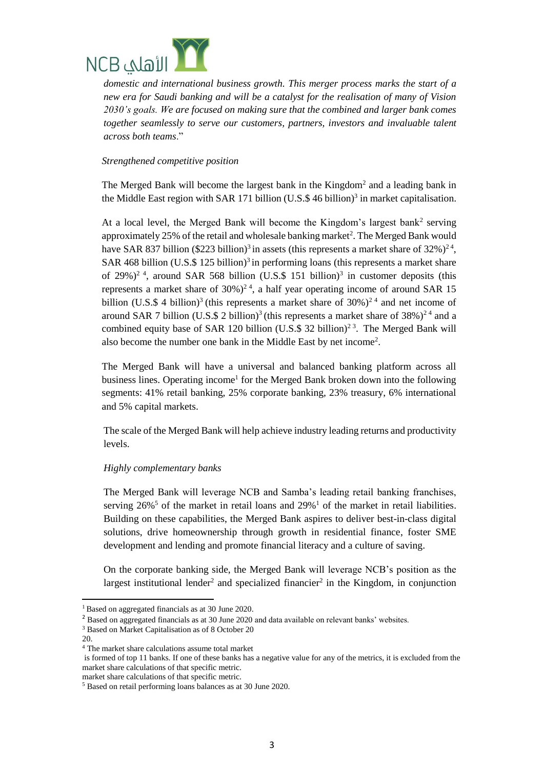*domestic and international business growth. This merger process marks the start of a new era for Saudi banking and will be a catalyst for the realisation of many of Vision 2030's goals. We are focused on making sure that the combined and larger bank comes together seamlessly to serve our customers, partners, investors and invaluable talent across both teams*."

*Strengthened competitive position*

The Merged Bank will become the largest bank in the Kingdom[2] and a leading bank in the Middle East region with SAR 171 billion (U.S.$ 46 billion)[3] in market capitalisation.

At a local level, the Merged Bank will become the Kingdom's largest bank[2] serving approximately 25% of the retail and wholesale banking market[2]. The Merged Bank would have SAR 837 billion ($223 billion)[3] in assets (this represents a market share of 32%)[2 4], SAR 468 billion (U.S.$ 125 billion)[3] in performing loans (this represents a market share of 29%)[2 4], around SAR 568 billion (U.S.$ 151 billion)[3] in customer deposits (this represents a market share of 30%)[2 4], a half year operating income of around SAR 15 billion (U.S.$ 4 billion)[3] (this represents a market share of 30%)[2 4] and net income of around SAR 7 billion (U.S.$ 2 billion)[3] (this represents a market share of 38%)[2 4] and a combined equity base of SAR 120 billion (U.S.$ 32 billion)[2 3]. The Merged Bank will also become the number one bank in the Middle East by net income[2].

The Merged Bank will have a universal and balanced banking platform across all business lines. Operating income[1] for the Merged Bank broken down into the following segments: 41% retail banking, 25% corporate banking, 23% treasury, 6% international and 5% capital markets.

The scale of the Merged Bank will help achieve industry leading returns and productivity levels.

*Highly complementary banks*

The Merged Bank will leverage NCB and Samba's leading retail banking franchises, serving 26%[5] of the market in retail loans and 29%[1] of the market in retail liabilities. Building on these capabilities, the Merged Bank aspires to deliver best-in-class digital solutions, drive homeownership through growth in residential finance, foster SME development and lending and promote financial literacy and a culture of saving.

On the corporate banking side, the Merged Bank will leverage NCB's position as the largest institutional lender[2] and specialized financier[2] in the Kingdom, in conjunction

---

[1] Based on aggregated financials as at 30 June 2020.

[2] Based on aggregated financials as at 30 June 2020 and data available on relevant banks' websites.

[3] Based on Market Capitalisation as of 8 October 20
20.

[4] The market share calculations assume total market
is formed of top 11 banks. If one of these banks has a negative value for any of the metrics, it is excluded from the market share calculations of that specific metric.
market share calculations of that specific metric.

[5] Based on retail performing loans balances as at 30 June 2020.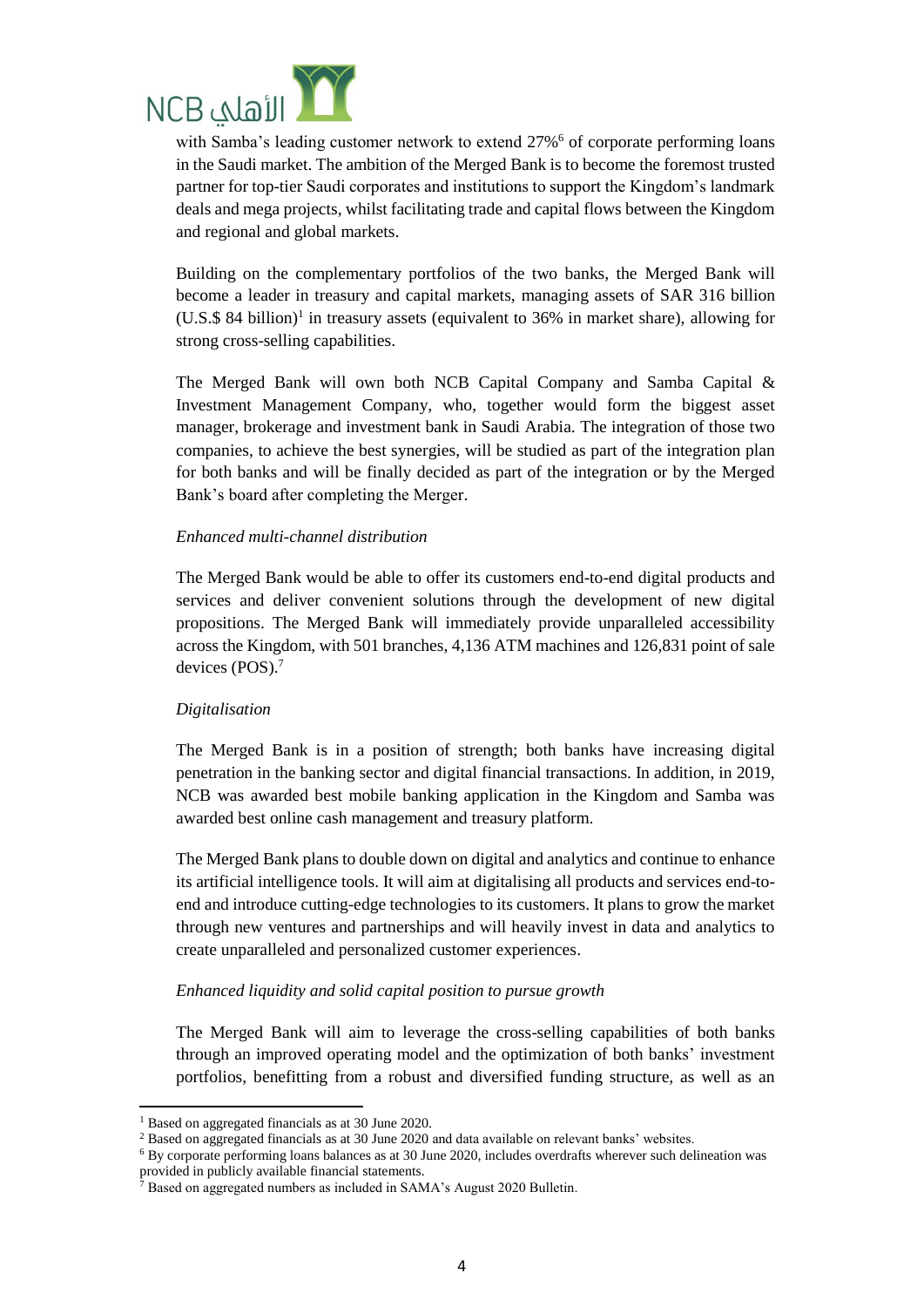with Samba's leading customer network to extend 27%[6] of corporate performing loans in the Saudi market. The ambition of the Merged Bank is to become the foremost trusted partner for top-tier Saudi corporates and institutions to support the Kingdom's landmark deals and mega projects, whilst facilitating trade and capital flows between the Kingdom and regional and global markets.

Building on the complementary portfolios of the two banks, the Merged Bank will become a leader in treasury and capital markets, managing assets of SAR 316 billion (U.S.$ 84 billion)[1] in treasury assets (equivalent to 36% in market share), allowing for strong cross-selling capabilities.

The Merged Bank will own both NCB Capital Company and Samba Capital & Investment Management Company, who, together would form the biggest asset manager, brokerage and investment bank in Saudi Arabia. The integration of those two companies, to achieve the best synergies, will be studied as part of the integration plan for both banks and will be finally decided as part of the integration or by the Merged Bank's board after completing the Merger.

*Enhanced multi-channel distribution*

The Merged Bank would be able to offer its customers end-to-end digital products and services and deliver convenient solutions through the development of new digital propositions. The Merged Bank will immediately provide unparalleled accessibility across the Kingdom, with 501 branches, 4,136 ATM machines and 126,831 point of sale devices (POS).[7]

*Digitalisation*

The Merged Bank is in a position of strength; both banks have increasing digital penetration in the banking sector and digital financial transactions. In addition, in 2019, NCB was awarded best mobile banking application in the Kingdom and Samba was awarded best online cash management and treasury platform.

The Merged Bank plans to double down on digital and analytics and continue to enhance its artificial intelligence tools. It will aim at digitalising all products and services end-to-end and introduce cutting-edge technologies to its customers. It plans to grow the market through new ventures and partnerships and will heavily invest in data and analytics to create unparalleled and personalized customer experiences.

*Enhanced liquidity and solid capital position to pursue growth*

The Merged Bank will aim to leverage the cross-selling capabilities of both banks through an improved operating model and the optimization of both banks' investment portfolios, benefitting from a robust and diversified funding structure, as well as an

---

[1] Based on aggregated financials as at 30 June 2020.

[2] Based on aggregated financials as at 30 June 2020 and data available on relevant banks' websites.

[6] By corporate performing loans balances as at 30 June 2020, includes overdrafts wherever such delineation was provided in publicly available financial statements.

[7] Based on aggregated numbers as included in SAMA's August 2020 Bulletin.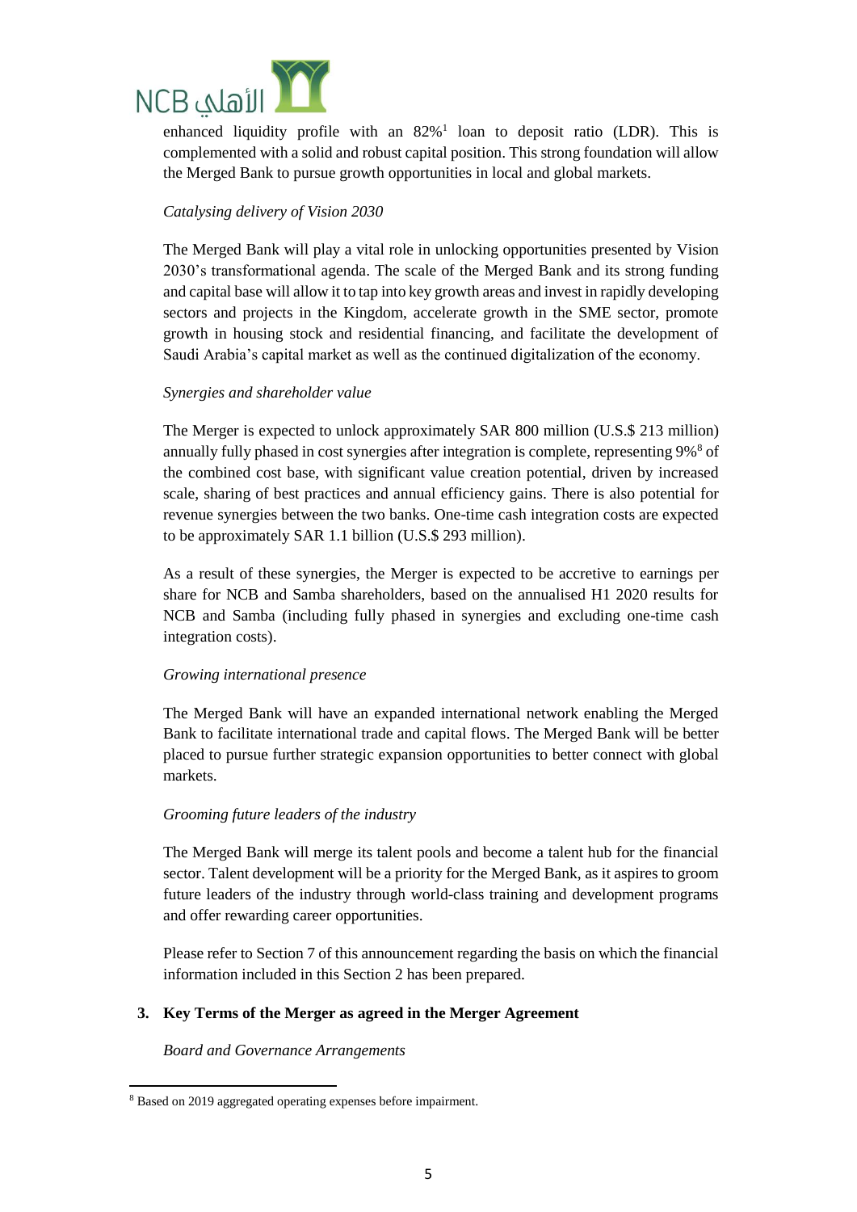enhanced liquidity profile with an 82%[1] loan to deposit ratio (LDR). This is complemented with a solid and robust capital position. This strong foundation will allow the Merged Bank to pursue growth opportunities in local and global markets.

*Catalysing delivery of Vision 2030*

The Merged Bank will play a vital role in unlocking opportunities presented by Vision 2030's transformational agenda. The scale of the Merged Bank and its strong funding and capital base will allow it to tap into key growth areas and invest in rapidly developing sectors and projects in the Kingdom, accelerate growth in the SME sector, promote growth in housing stock and residential financing, and facilitate the development of Saudi Arabia's capital market as well as the continued digitalization of the economy.

*Synergies and shareholder value*

The Merger is expected to unlock approximately SAR 800 million (U.S.$ 213 million) annually fully phased in cost synergies after integration is complete, representing 9%[8] of the combined cost base, with significant value creation potential, driven by increased scale, sharing of best practices and annual efficiency gains. There is also potential for revenue synergies between the two banks. One-time cash integration costs are expected to be approximately SAR 1.1 billion (U.S.$ 293 million).

As a result of these synergies, the Merger is expected to be accretive to earnings per share for NCB and Samba shareholders, based on the annualised H1 2020 results for NCB and Samba (including fully phased in synergies and excluding one-time cash integration costs).

*Growing international presence*

The Merged Bank will have an expanded international network enabling the Merged Bank to facilitate international trade and capital flows. The Merged Bank will be better placed to pursue further strategic expansion opportunities to better connect with global markets.

*Grooming future leaders of the industry*

The Merged Bank will merge its talent pools and become a talent hub for the financial sector. Talent development will be a priority for the Merged Bank, as it aspires to groom future leaders of the industry through world-class training and development programs and offer rewarding career opportunities.

Please refer to Section 7 of this announcement regarding the basis on which the financial information included in this Section 2 has been prepared.

## 3. Key Terms of the Merger as agreed in the Merger Agreement

*Board and Governance Arrangements*

---

[8] Based on 2019 aggregated operating expenses before impairment.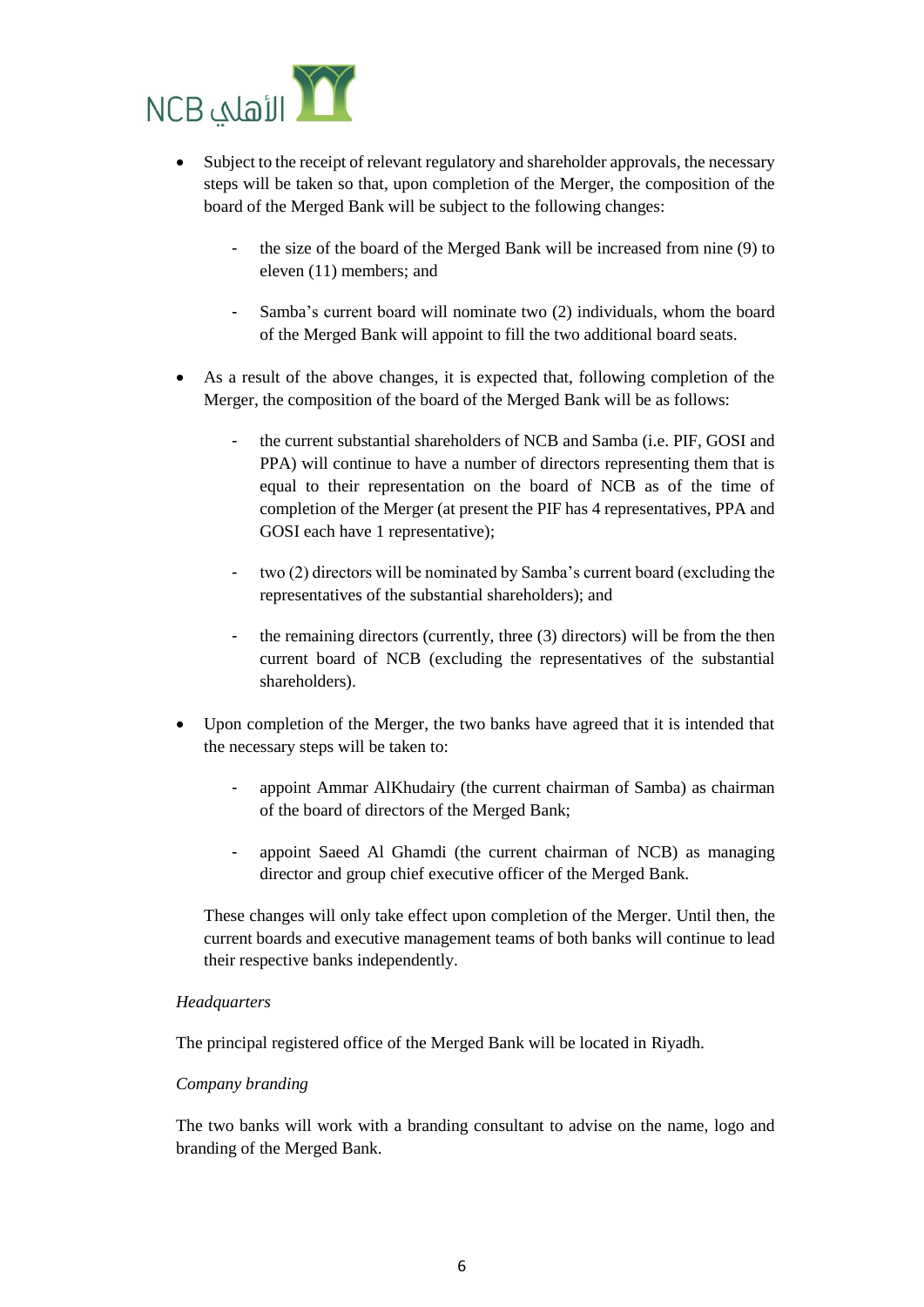- Subject to the receipt of relevant regulatory and shareholder approvals, the necessary steps will be taken so that, upon completion of the Merger, the composition of the board of the Merged Bank will be subject to the following changes:
  - the size of the board of the Merged Bank will be increased from nine (9) to eleven (11) members; and
  - Samba's current board will nominate two (2) individuals, whom the board of the Merged Bank will appoint to fill the two additional board seats.
- As a result of the above changes, it is expected that, following completion of the Merger, the composition of the board of the Merged Bank will be as follows:
  - the current substantial shareholders of NCB and Samba (i.e. PIF, GOSI and PPA) will continue to have a number of directors representing them that is equal to their representation on the board of NCB as of the time of completion of the Merger (at present the PIF has 4 representatives, PPA and GOSI each have 1 representative);
  - two (2) directors will be nominated by Samba's current board (excluding the representatives of the substantial shareholders); and
  - the remaining directors (currently, three (3) directors) will be from the then current board of NCB (excluding the representatives of the substantial shareholders).
- Upon completion of the Merger, the two banks have agreed that it is intended that the necessary steps will be taken to:
  - appoint Ammar AlKhudairy (the current chairman of Samba) as chairman of the board of directors of the Merged Bank;
  - appoint Saeed Al Ghamdi (the current chairman of NCB) as managing director and group chief executive officer of the Merged Bank.

  These changes will only take effect upon completion of the Merger. Until then, the current boards and executive management teams of both banks will continue to lead their respective banks independently.

*Headquarters*

The principal registered office of the Merged Bank will be located in Riyadh.

*Company branding*

The two banks will work with a branding consultant to advise on the name, logo and branding of the Merged Bank.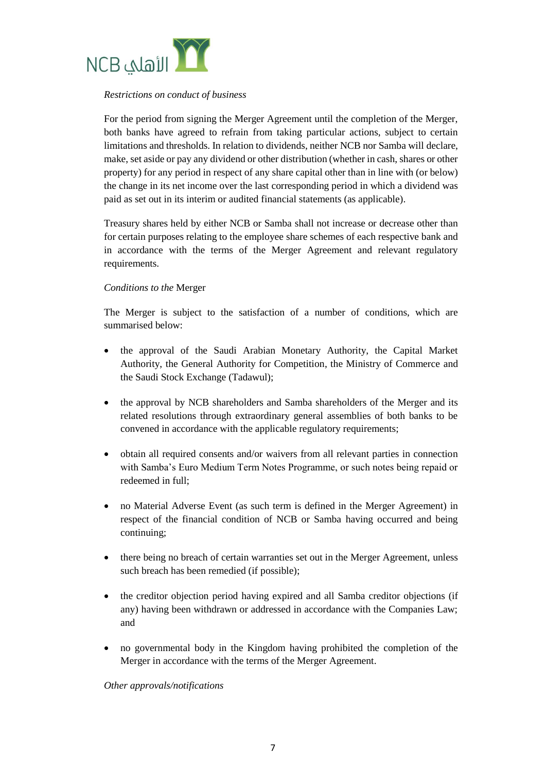*Restrictions on conduct of business*

For the period from signing the Merger Agreement until the completion of the Merger, both banks have agreed to refrain from taking particular actions, subject to certain limitations and thresholds. In relation to dividends, neither NCB nor Samba will declare, make, set aside or pay any dividend or other distribution (whether in cash, shares or other property) for any period in respect of any share capital other than in line with (or below) the change in its net income over the last corresponding period in which a dividend was paid as set out in its interim or audited financial statements (as applicable).

Treasury shares held by either NCB or Samba shall not increase or decrease other than for certain purposes relating to the employee share schemes of each respective bank and in accordance with the terms of the Merger Agreement and relevant regulatory requirements.

*Conditions to the* Merger

The Merger is subject to the satisfaction of a number of conditions, which are summarised below:

- the approval of the Saudi Arabian Monetary Authority, the Capital Market Authority, the General Authority for Competition, the Ministry of Commerce and the Saudi Stock Exchange (Tadawul);
- the approval by NCB shareholders and Samba shareholders of the Merger and its related resolutions through extraordinary general assemblies of both banks to be convened in accordance with the applicable regulatory requirements;
- obtain all required consents and/or waivers from all relevant parties in connection with Samba's Euro Medium Term Notes Programme, or such notes being repaid or redeemed in full;
- no Material Adverse Event (as such term is defined in the Merger Agreement) in respect of the financial condition of NCB or Samba having occurred and being continuing;
- there being no breach of certain warranties set out in the Merger Agreement, unless such breach has been remedied (if possible);
- the creditor objection period having expired and all Samba creditor objections (if any) having been withdrawn or addressed in accordance with the Companies Law; and
- no governmental body in the Kingdom having prohibited the completion of the Merger in accordance with the terms of the Merger Agreement.

*Other approvals/notifications*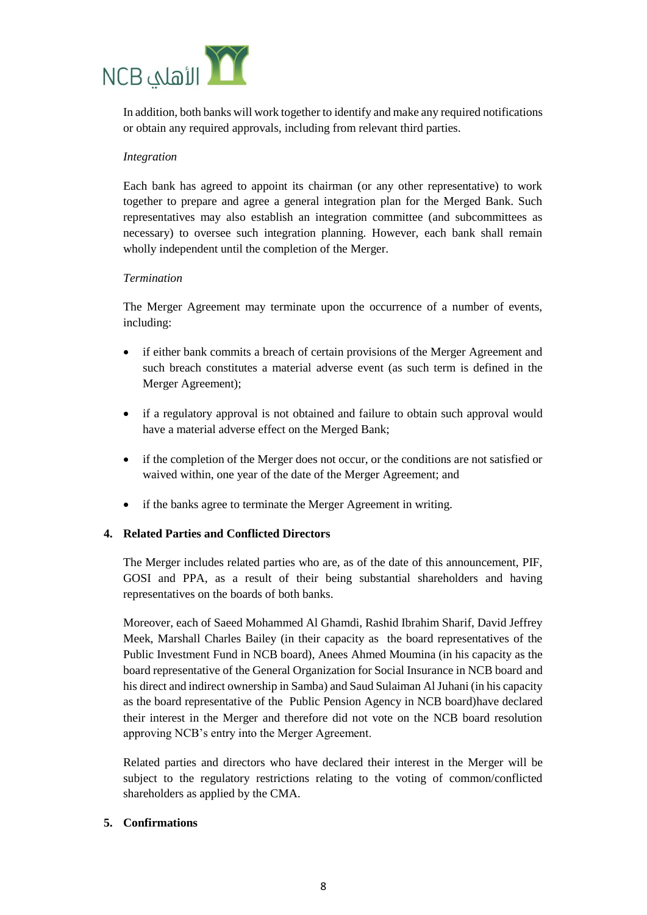In addition, both banks will work together to identify and make any required notifications or obtain any required approvals, including from relevant third parties.

*Integration*

Each bank has agreed to appoint its chairman (or any other representative) to work together to prepare and agree a general integration plan for the Merged Bank. Such representatives may also establish an integration committee (and subcommittees as necessary) to oversee such integration planning. However, each bank shall remain wholly independent until the completion of the Merger.

*Termination*

The Merger Agreement may terminate upon the occurrence of a number of events, including:

- if either bank commits a breach of certain provisions of the Merger Agreement and such breach constitutes a material adverse event (as such term is defined in the Merger Agreement);
- if a regulatory approval is not obtained and failure to obtain such approval would have a material adverse effect on the Merged Bank;
- if the completion of the Merger does not occur, or the conditions are not satisfied or waived within, one year of the date of the Merger Agreement; and
- if the banks agree to terminate the Merger Agreement in writing.

**4. Related Parties and Conflicted Directors**

The Merger includes related parties who are, as of the date of this announcement, PIF, GOSI and PPA, as a result of their being substantial shareholders and having representatives on the boards of both banks.

Moreover, each of Saeed Mohammed Al Ghamdi, Rashid Ibrahim Sharif, David Jeffrey Meek, Marshall Charles Bailey (in their capacity as the board representatives of the Public Investment Fund in NCB board), Anees Ahmed Moumina (in his capacity as the board representative of the General Organization for Social Insurance in NCB board and his direct and indirect ownership in Samba) and Saud Sulaiman Al Juhani (in his capacity as the board representative of the Public Pension Agency in NCB board)have declared their interest in the Merger and therefore did not vote on the NCB board resolution approving NCB's entry into the Merger Agreement.

Related parties and directors who have declared their interest in the Merger will be subject to the regulatory restrictions relating to the voting of common/conflicted shareholders as applied by the CMA.

**5. Confirmations**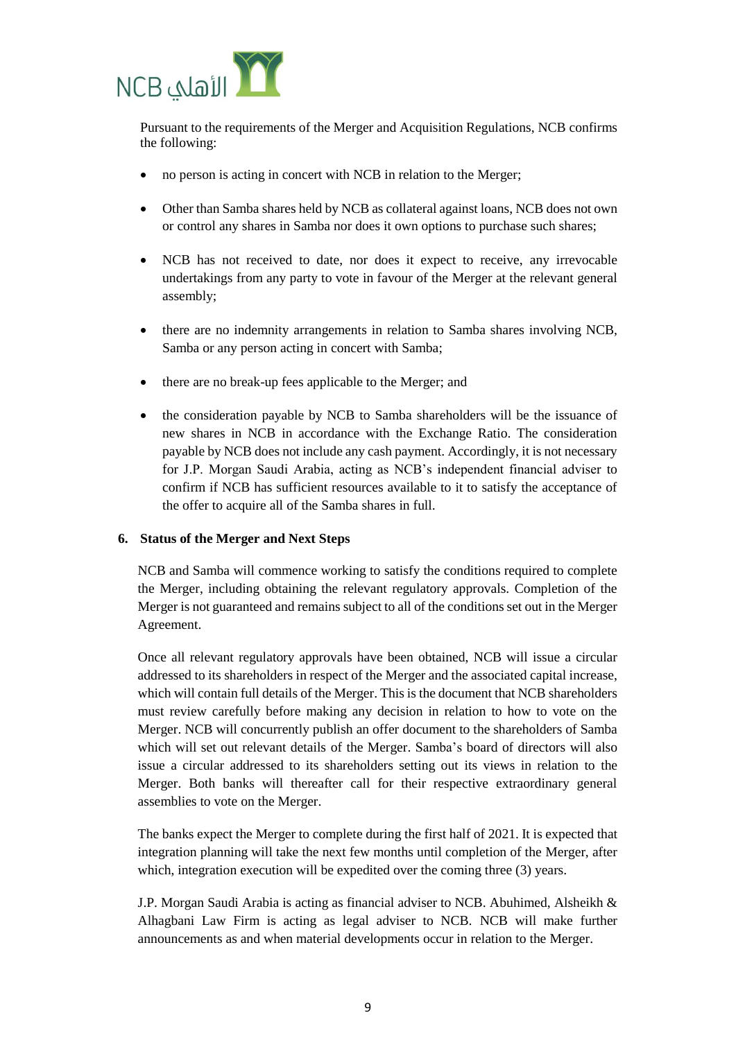Pursuant to the requirements of the Merger and Acquisition Regulations, NCB confirms the following:

- no person is acting in concert with NCB in relation to the Merger;
- Other than Samba shares held by NCB as collateral against loans, NCB does not own or control any shares in Samba nor does it own options to purchase such shares;
- NCB has not received to date, nor does it expect to receive, any irrevocable undertakings from any party to vote in favour of the Merger at the relevant general assembly;
- there are no indemnity arrangements in relation to Samba shares involving NCB, Samba or any person acting in concert with Samba;
- there are no break-up fees applicable to the Merger; and
- the consideration payable by NCB to Samba shareholders will be the issuance of new shares in NCB in accordance with the Exchange Ratio. The consideration payable by NCB does not include any cash payment. Accordingly, it is not necessary for J.P. Morgan Saudi Arabia, acting as NCB's independent financial adviser to confirm if NCB has sufficient resources available to it to satisfy the acceptance of the offer to acquire all of the Samba shares in full.

## 6. Status of the Merger and Next Steps

NCB and Samba will commence working to satisfy the conditions required to complete the Merger, including obtaining the relevant regulatory approvals. Completion of the Merger is not guaranteed and remains subject to all of the conditions set out in the Merger Agreement.

Once all relevant regulatory approvals have been obtained, NCB will issue a circular addressed to its shareholders in respect of the Merger and the associated capital increase, which will contain full details of the Merger. This is the document that NCB shareholders must review carefully before making any decision in relation to how to vote on the Merger. NCB will concurrently publish an offer document to the shareholders of Samba which will set out relevant details of the Merger. Samba's board of directors will also issue a circular addressed to its shareholders setting out its views in relation to the Merger. Both banks will thereafter call for their respective extraordinary general assemblies to vote on the Merger.

The banks expect the Merger to complete during the first half of 2021. It is expected that integration planning will take the next few months until completion of the Merger, after which, integration execution will be expedited over the coming three (3) years.

J.P. Morgan Saudi Arabia is acting as financial adviser to NCB. Abuhimed, Alsheikh & Alhagbani Law Firm is acting as legal adviser to NCB. NCB will make further announcements as and when material developments occur in relation to the Merger.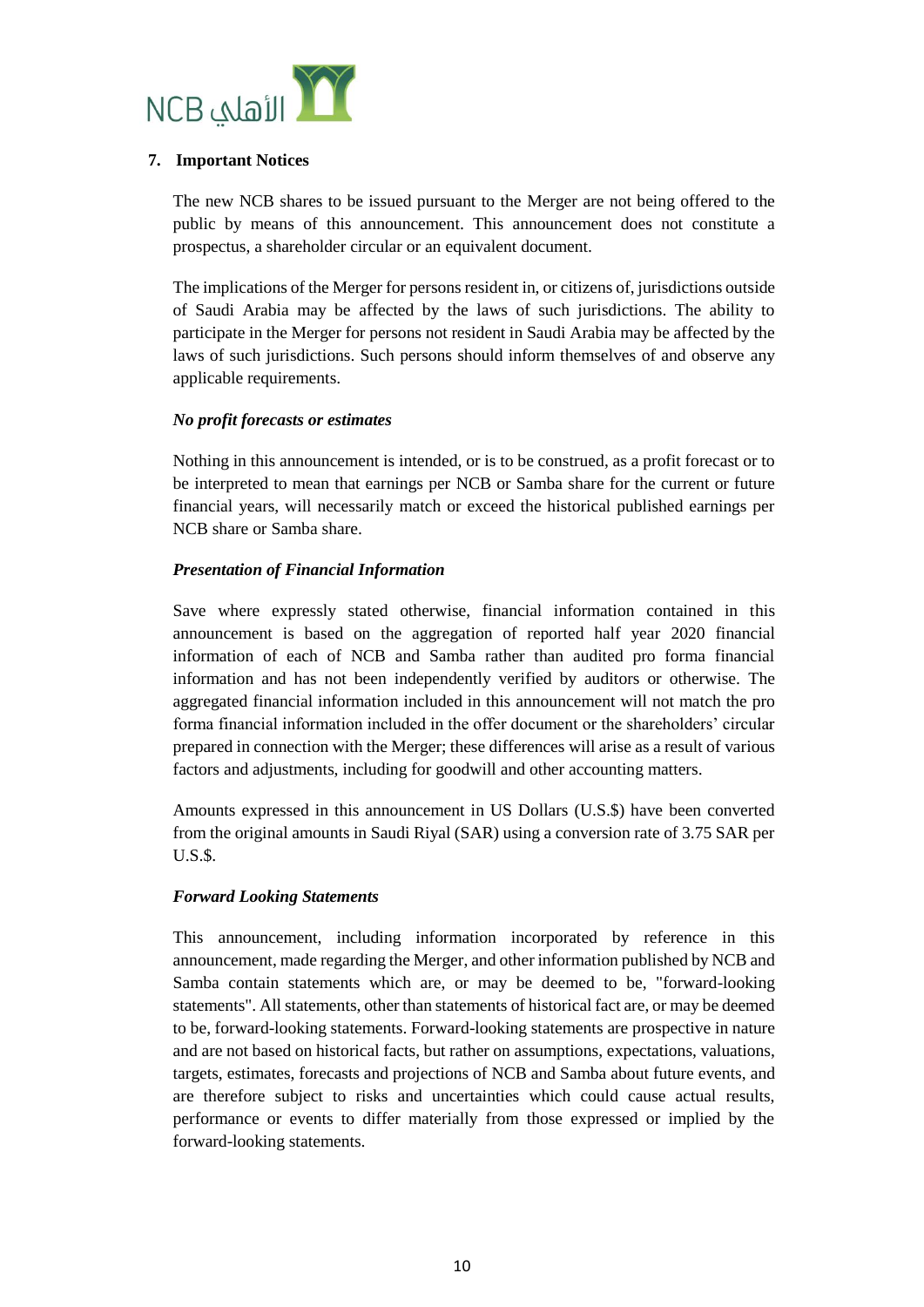## 7. Important Notices

The new NCB shares to be issued pursuant to the Merger are not being offered to the public by means of this announcement. This announcement does not constitute a prospectus, a shareholder circular or an equivalent document.

The implications of the Merger for persons resident in, or citizens of, jurisdictions outside of Saudi Arabia may be affected by the laws of such jurisdictions. The ability to participate in the Merger for persons not resident in Saudi Arabia may be affected by the laws of such jurisdictions. Such persons should inform themselves of and observe any applicable requirements.

***No profit forecasts or estimates***

Nothing in this announcement is intended, or is to be construed, as a profit forecast or to be interpreted to mean that earnings per NCB or Samba share for the current or future financial years, will necessarily match or exceed the historical published earnings per NCB share or Samba share.

***Presentation of Financial Information***

Save where expressly stated otherwise, financial information contained in this announcement is based on the aggregation of reported half year 2020 financial information of each of NCB and Samba rather than audited pro forma financial information and has not been independently verified by auditors or otherwise. The aggregated financial information included in this announcement will not match the pro forma financial information included in the offer document or the shareholders' circular prepared in connection with the Merger; these differences will arise as a result of various factors and adjustments, including for goodwill and other accounting matters.

Amounts expressed in this announcement in US Dollars (U.S.$) have been converted from the original amounts in Saudi Riyal (SAR) using a conversion rate of 3.75 SAR per U.S.$.

***Forward Looking Statements***

This announcement, including information incorporated by reference in this announcement, made regarding the Merger, and other information published by NCB and Samba contain statements which are, or may be deemed to be, "forward-looking statements". All statements, other than statements of historical fact are, or may be deemed to be, forward-looking statements. Forward-looking statements are prospective in nature and are not based on historical facts, but rather on assumptions, expectations, valuations, targets, estimates, forecasts and projections of NCB and Samba about future events, and are therefore subject to risks and uncertainties which could cause actual results, performance or events to differ materially from those expressed or implied by the forward-looking statements.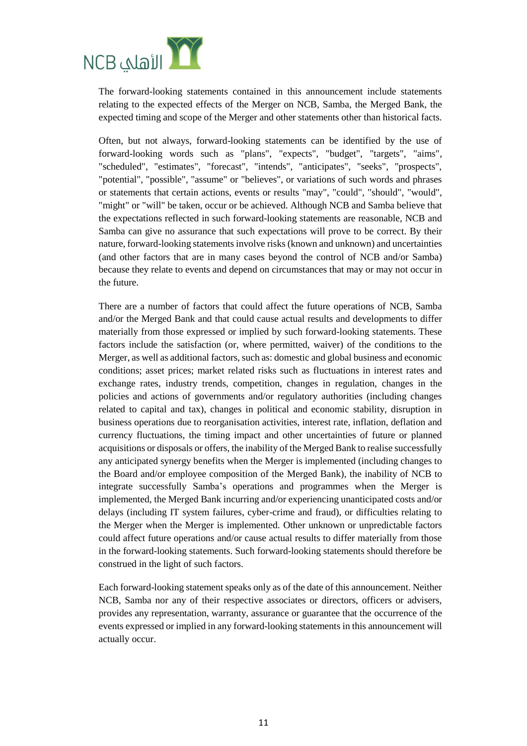The forward-looking statements contained in this announcement include statements relating to the expected effects of the Merger on NCB, Samba, the Merged Bank, the expected timing and scope of the Merger and other statements other than historical facts.

Often, but not always, forward-looking statements can be identified by the use of forward-looking words such as "plans", "expects", "budget", "targets", "aims", "scheduled", "estimates", "forecast", "intends", "anticipates", "seeks", "prospects", "potential", "possible", "assume" or "believes", or variations of such words and phrases or statements that certain actions, events or results "may", "could", "should", "would", "might" or "will" be taken, occur or be achieved. Although NCB and Samba believe that the expectations reflected in such forward-looking statements are reasonable, NCB and Samba can give no assurance that such expectations will prove to be correct. By their nature, forward-looking statements involve risks (known and unknown) and uncertainties (and other factors that are in many cases beyond the control of NCB and/or Samba) because they relate to events and depend on circumstances that may or may not occur in the future.

There are a number of factors that could affect the future operations of NCB, Samba and/or the Merged Bank and that could cause actual results and developments to differ materially from those expressed or implied by such forward-looking statements. These factors include the satisfaction (or, where permitted, waiver) of the conditions to the Merger, as well as additional factors, such as: domestic and global business and economic conditions; asset prices; market related risks such as fluctuations in interest rates and exchange rates, industry trends, competition, changes in regulation, changes in the policies and actions of governments and/or regulatory authorities (including changes related to capital and tax), changes in political and economic stability, disruption in business operations due to reorganisation activities, interest rate, inflation, deflation and currency fluctuations, the timing impact and other uncertainties of future or planned acquisitions or disposals or offers, the inability of the Merged Bank to realise successfully any anticipated synergy benefits when the Merger is implemented (including changes to the Board and/or employee composition of the Merged Bank), the inability of NCB to integrate successfully Samba's operations and programmes when the Merger is implemented, the Merged Bank incurring and/or experiencing unanticipated costs and/or delays (including IT system failures, cyber-crime and fraud), or difficulties relating to the Merger when the Merger is implemented. Other unknown or unpredictable factors could affect future operations and/or cause actual results to differ materially from those in the forward-looking statements. Such forward-looking statements should therefore be construed in the light of such factors.

Each forward-looking statement speaks only as of the date of this announcement. Neither NCB, Samba nor any of their respective associates or directors, officers or advisers, provides any representation, warranty, assurance or guarantee that the occurrence of the events expressed or implied in any forward-looking statements in this announcement will actually occur.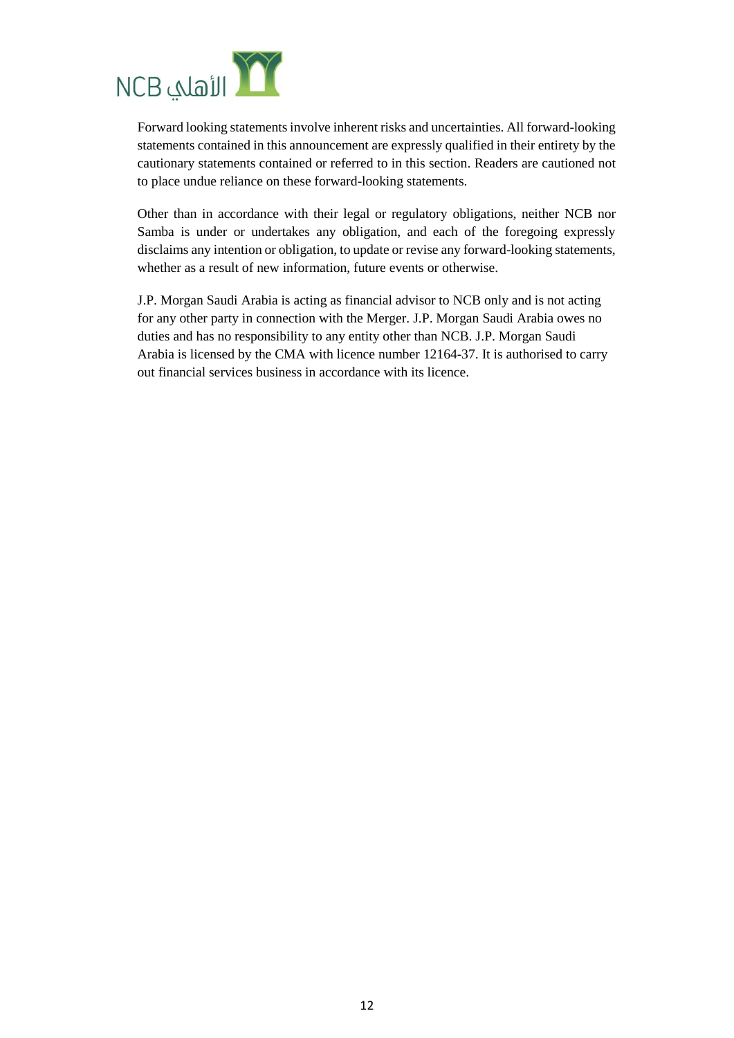Forward looking statements involve inherent risks and uncertainties. All forward-looking statements contained in this announcement are expressly qualified in their entirety by the cautionary statements contained or referred to in this section. Readers are cautioned not to place undue reliance on these forward-looking statements.

Other than in accordance with their legal or regulatory obligations, neither NCB nor Samba is under or undertakes any obligation, and each of the foregoing expressly disclaims any intention or obligation, to update or revise any forward-looking statements, whether as a result of new information, future events or otherwise.

J.P. Morgan Saudi Arabia is acting as financial advisor to NCB only and is not acting for any other party in connection with the Merger. J.P. Morgan Saudi Arabia owes no duties and has no responsibility to any entity other than NCB. J.P. Morgan Saudi Arabia is licensed by the CMA with licence number 12164-37. It is authorised to carry out financial services business in accordance with its licence.